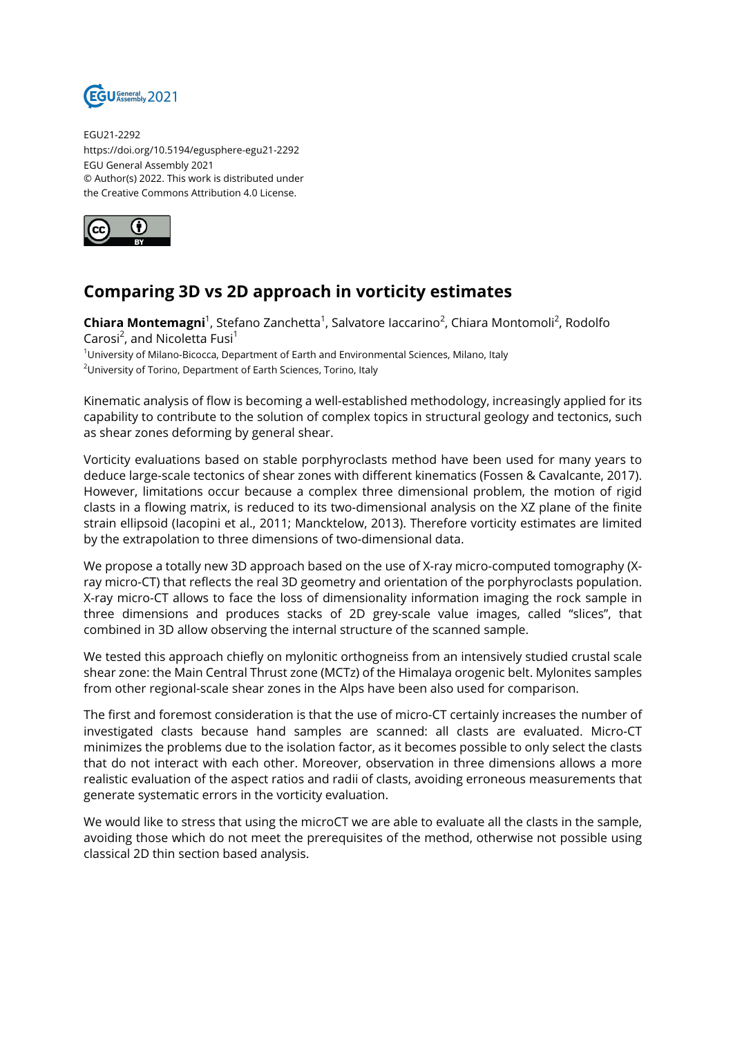EGU21-2292
https://doi.org/10.5194/egusphere-egu21-2292
EGU General Assembly 2021
© Author(s) 2022. This work is distributed under
the Creative Commons Attribution 4.0 License.

# Comparing 3D vs 2D approach in vorticity estimates

**Chiara Montemagni**[1], Stefano Zanchetta[1], Salvatore Iaccarino[2], Chiara Montomoli[2], Rodolfo Carosi[2], and Nicoletta Fusi[1]

[1]University of Milano-Bicocca, Department of Earth and Environmental Sciences, Milano, Italy
[2]University of Torino, Department of Earth Sciences, Torino, Italy

Kinematic analysis of flow is becoming a well-established methodology, increasingly applied for its capability to contribute to the solution of complex topics in structural geology and tectonics, such as shear zones deforming by general shear.

Vorticity evaluations based on stable porphyroclasts method have been used for many years to deduce large-scale tectonics of shear zones with different kinematics (Fossen & Cavalcante, 2017). However, limitations occur because a complex three dimensional problem, the motion of rigid clasts in a flowing matrix, is reduced to its two-dimensional analysis on the XZ plane of the finite strain ellipsoid (Iacopini et al., 2011; Mancktelow, 2013). Therefore vorticity estimates are limited by the extrapolation to three dimensions of two-dimensional data.

We propose a totally new 3D approach based on the use of X-ray micro-computed tomography (X-ray micro-CT) that reflects the real 3D geometry and orientation of the porphyroclasts population. X-ray micro-CT allows to face the loss of dimensionality information imaging the rock sample in three dimensions and produces stacks of 2D grey-scale value images, called "slices", that combined in 3D allow observing the internal structure of the scanned sample.

We tested this approach chiefly on mylonitic orthogneiss from an intensively studied crustal scale shear zone: the Main Central Thrust zone (MCTz) of the Himalaya orogenic belt. Mylonites samples from other regional-scale shear zones in the Alps have been also used for comparison.

The first and foremost consideration is that the use of micro-CT certainly increases the number of investigated clasts because hand samples are scanned: all clasts are evaluated. Micro-CT minimizes the problems due to the isolation factor, as it becomes possible to only select the clasts that do not interact with each other. Moreover, observation in three dimensions allows a more realistic evaluation of the aspect ratios and radii of clasts, avoiding erroneous measurements that generate systematic errors in the vorticity evaluation.

We would like to stress that using the microCT we are able to evaluate all the clasts in the sample, avoiding those which do not meet the prerequisites of the method, otherwise not possible using classical 2D thin section based analysis.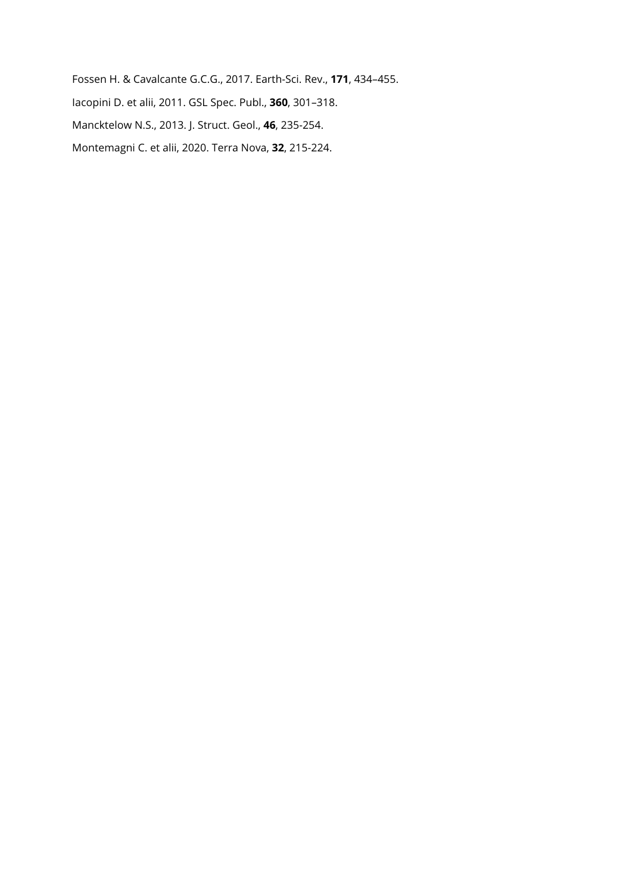Fossen H. & Cavalcante G.C.G., 2017. Earth-Sci. Rev., **171**, 434–455.

Iacopini D. et alii, 2011. GSL Spec. Publ., **360**, 301–318.

Mancktelow N.S., 2013. J. Struct. Geol., **46**, 235-254.

Montemagni C. et alii, 2020. Terra Nova, **32**, 215-224.